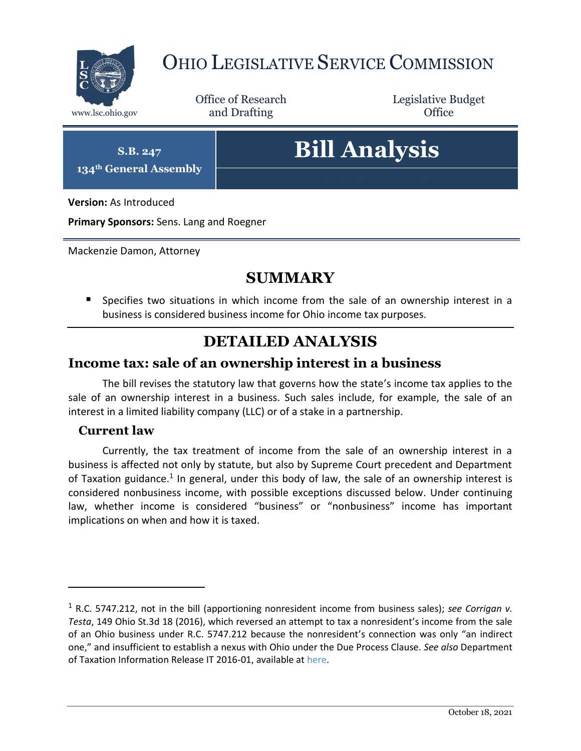# OHIO LEGISLATIVE SERVICE COMMISSION

www.lsc.ohio.gov

Office of Research and Drafting

Legislative Budget Office

**S.B. 247**
**134th General Assembly**

# Bill Analysis

**Version:** As Introduced

**Primary Sponsors:** Sens. Lang and Roegner

Mackenzie Damon, Attorney

## SUMMARY

- Specifies two situations in which income from the sale of an ownership interest in a business is considered business income for Ohio income tax purposes.

## DETAILED ANALYSIS

### Income tax: sale of an ownership interest in a business

The bill revises the statutory law that governs how the state's income tax applies to the sale of an ownership interest in a business. Such sales include, for example, the sale of an interest in a limited liability company (LLC) or of a stake in a partnership.

#### Current law

Currently, the tax treatment of income from the sale of an ownership interest in a business is affected not only by statute, but also by Supreme Court precedent and Department of Taxation guidance.[1] In general, under this body of law, the sale of an ownership interest is considered nonbusiness income, with possible exceptions discussed below. Under continuing law, whether income is considered "business" or "nonbusiness" income has important implications on when and how it is taxed.

---

[1] R.C. 5747.212, not in the bill (apportioning nonresident income from business sales); *see Corrigan v. Testa*, 149 Ohio St.3d 18 (2016), which reversed an attempt to tax a nonresident's income from the sale of an Ohio business under R.C. 5747.212 because the nonresident's connection was only "an indirect one," and insufficient to establish a nexus with Ohio under the Due Process Clause. *See also* Department of Taxation Information Release IT 2016-01, available at here.

October 18, 2021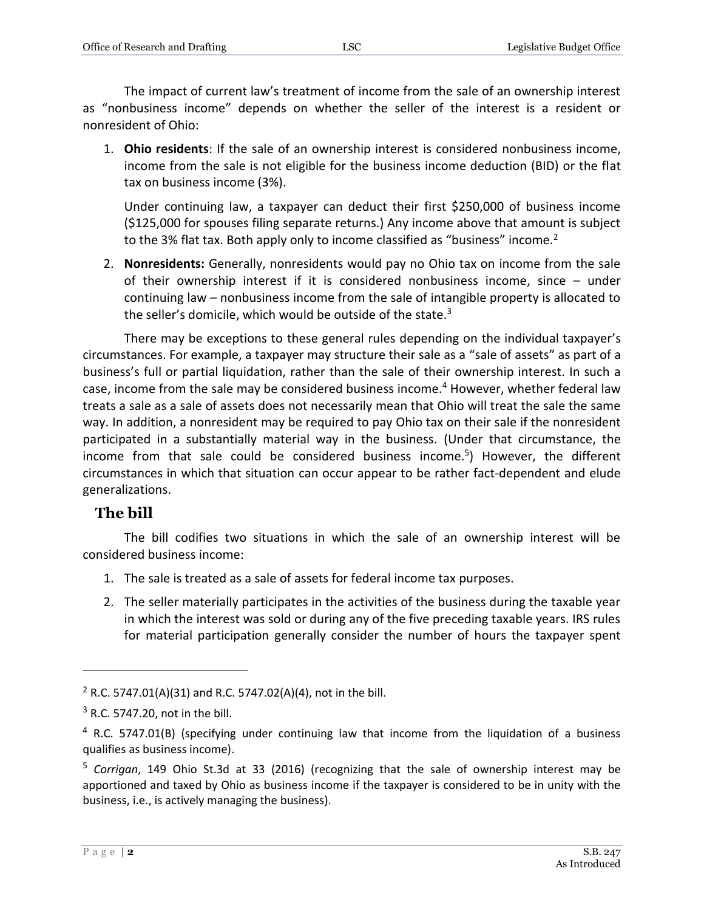The impact of current law's treatment of income from the sale of an ownership interest as "nonbusiness income" depends on whether the seller of the interest is a resident or nonresident of Ohio:

1. **Ohio residents**: If the sale of an ownership interest is considered nonbusiness income, income from the sale is not eligible for the business income deduction (BID) or the flat tax on business income (3%).

   Under continuing law, a taxpayer can deduct their first $250,000 of business income ($125,000 for spouses filing separate returns.) Any income above that amount is subject to the 3% flat tax. Both apply only to income classified as "business" income.[2]

2. **Nonresidents:** Generally, nonresidents would pay no Ohio tax on income from the sale of their ownership interest if it is considered nonbusiness income, since – under continuing law – nonbusiness income from the sale of intangible property is allocated to the seller's domicile, which would be outside of the state.[3]

There may be exceptions to these general rules depending on the individual taxpayer's circumstances. For example, a taxpayer may structure their sale as a "sale of assets" as part of a business's full or partial liquidation, rather than the sale of their ownership interest. In such a case, income from the sale may be considered business income.[4] However, whether federal law treats a sale as a sale of assets does not necessarily mean that Ohio will treat the sale the same way. In addition, a nonresident may be required to pay Ohio tax on their sale if the nonresident participated in a substantially material way in the business. (Under that circumstance, the income from that sale could be considered business income.[5]) However, the different circumstances in which that situation can occur appear to be rather fact-dependent and elude generalizations.

## The bill

The bill codifies two situations in which the sale of an ownership interest will be considered business income:

1. The sale is treated as a sale of assets for federal income tax purposes.
2. The seller materially participates in the activities of the business during the taxable year in which the interest was sold or during any of the five preceding taxable years. IRS rules for material participation generally consider the number of hours the taxpayer spent

---

[2] R.C. 5747.01(A)(31) and R.C. 5747.02(A)(4), not in the bill.

[3] R.C. 5747.20, not in the bill.

[4] R.C. 5747.01(B) (specifying under continuing law that income from the liquidation of a business qualifies as business income).

[5] *Corrigan*, 149 Ohio St.3d at 33 (2016) (recognizing that the sale of ownership interest may be apportioned and taxed by Ohio as business income if the taxpayer is considered to be in unity with the business, i.e., is actively managing the business).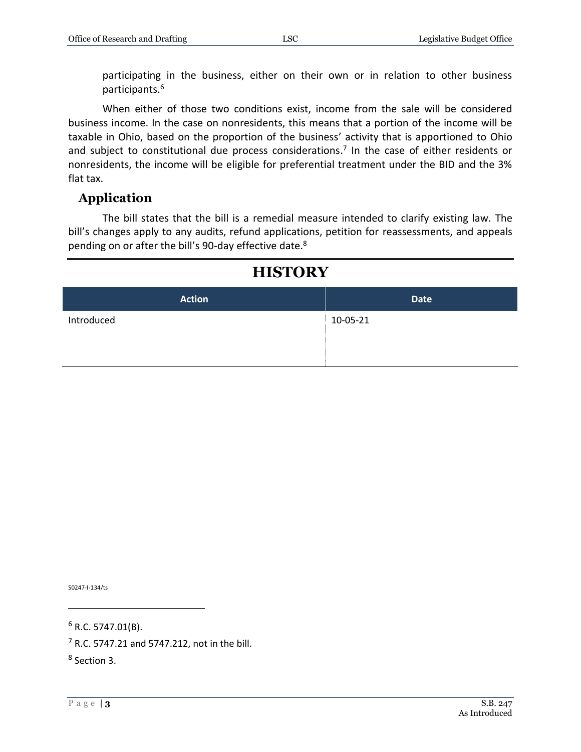participating in the business, either on their own or in relation to other business participants.[6]

When either of those two conditions exist, income from the sale will be considered business income. In the case on nonresidents, this means that a portion of the income will be taxable in Ohio, based on the proportion of the business' activity that is apportioned to Ohio and subject to constitutional due process considerations.[7] In the case of either residents or nonresidents, the income will be eligible for preferential treatment under the BID and the 3% flat tax.

## Application

The bill states that the bill is a remedial measure intended to clarify existing law. The bill's changes apply to any audits, refund applications, petition for reassessments, and appeals pending on or after the bill's 90-day effective date.[8]

# HISTORY

| Action | Date |
| --- | --- |
| Introduced | 10-05-21 |

S0247-I-134/ts

[6] R.C. 5747.01(B).

[7] R.C. 5747.21 and 5747.212, not in the bill.

[8] Section 3.